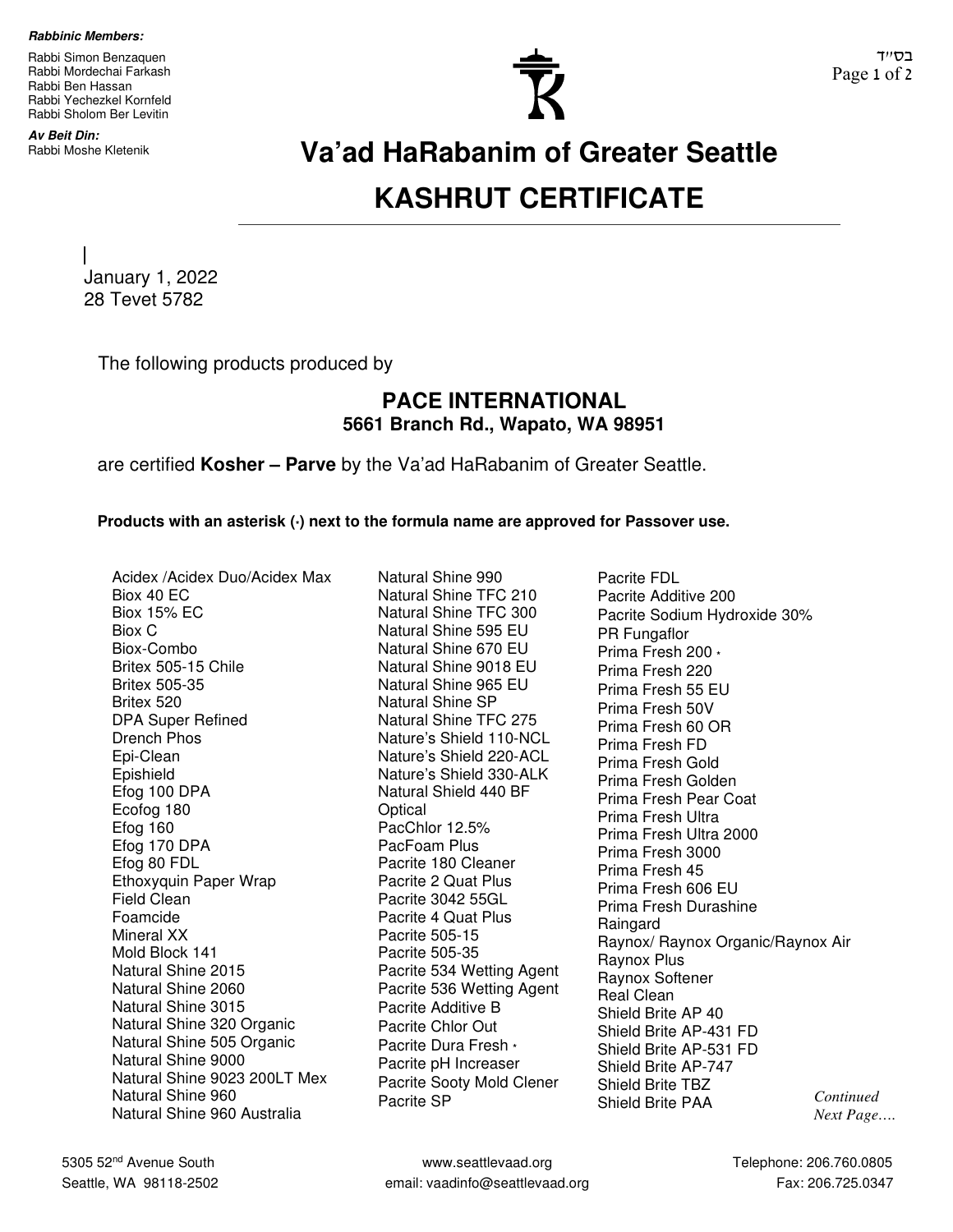**Rabbinic Members:**

Rabbi Simon Benzaquen
Rabbi Mordechai Farkash
Rabbi Ben Hassan
Rabbi Yechezkel Kornfeld
Rabbi Sholom Ber Levitin

**Av Beit Din:**
Rabbi Moshe Kletenik

בס"ד

# Va'ad HaRabanim of Greater Seattle

# KASHRUT CERTIFICATE

January 1, 2022
28 Tevet 5782

The following products produced by

**PACE INTERNATIONAL**
**5661 Branch Rd., Wapato, WA 98951**

are certified **Kosher – Parve** by the Va'ad HaRabanim of Greater Seattle.

**Products with an asterisk (*) next to the formula name are approved for Passover use.**

Acidex /Acidex Duo/Acidex Max
Biox 40 EC
Biox 15% EC
Biox C
Biox-Combo
Britex 505-15 Chile
Britex 505-35
Britex 520
DPA Super Refined
Drench Phos
Epi-Clean
Epishield
Efog 100 DPA
Ecofog 180
Efog 160
Efog 170 DPA
Efog 80 FDL
Ethoxyquin Paper Wrap
Field Clean
Foamcide
Mineral XX
Mold Block 141
Natural Shine 2015
Natural Shine 2060
Natural Shine 3015
Natural Shine 320 Organic
Natural Shine 505 Organic
Natural Shine 9000
Natural Shine 9023 200LT Mex
Natural Shine 960
Natural Shine 960 Australia
Natural Shine 990
Natural Shine TFC 210
Natural Shine TFC 300
Natural Shine 595 EU
Natural Shine 670 EU
Natural Shine 9018 EU
Natural Shine 965 EU
Natural Shine SP
Natural Shine TFC 275
Nature's Shield 110-NCL
Nature's Shield 220-ACL
Nature's Shield 330-ALK
Natural Shield 440 BF
Optical
PacChlor 12.5%
PacFoam Plus
Pacrite 180 Cleaner
Pacrite 2 Quat Plus
Pacrite 3042 55GL
Pacrite 4 Quat Plus
Pacrite 505-15
Pacrite 505-35
Pacrite 534 Wetting Agent
Pacrite 536 Wetting Agent
Pacrite Additive B
Pacrite Chlor Out
Pacrite Dura Fresh *
Pacrite pH Increaser
Pacrite Sooty Mold Clener
Pacrite SP
Pacrite FDL
Pacrite Additive 200
Pacrite Sodium Hydroxide 30%
PR Fungaflor
Prima Fresh 200 *
Prima Fresh 220
Prima Fresh 55 EU
Prima Fresh 50V
Prima Fresh 60 OR
Prima Fresh FD
Prima Fresh Gold
Prima Fresh Golden
Prima Fresh Pear Coat
Prima Fresh Ultra
Prima Fresh Ultra 2000
Prima Fresh 3000
Prima Fresh 45
Prima Fresh 606 EU
Prima Fresh Durashine
Raingard
Raynox/ Raynox Organic/Raynox Air
Raynox Plus
Raynox Softener
Real Clean
Shield Brite AP 40
Shield Brite AP-431 FD
Shield Brite AP-531 FD
Shield Brite AP-747
Shield Brite TBZ
Shield Brite PAA

*Continued Next Page….*

5305 52nd Avenue South
Seattle, WA 98118-2502

www.seattlevaad.org
email: vaadinfo@seattlevaad.org

Telephone: 206.760.0805
Fax: 206.725.0347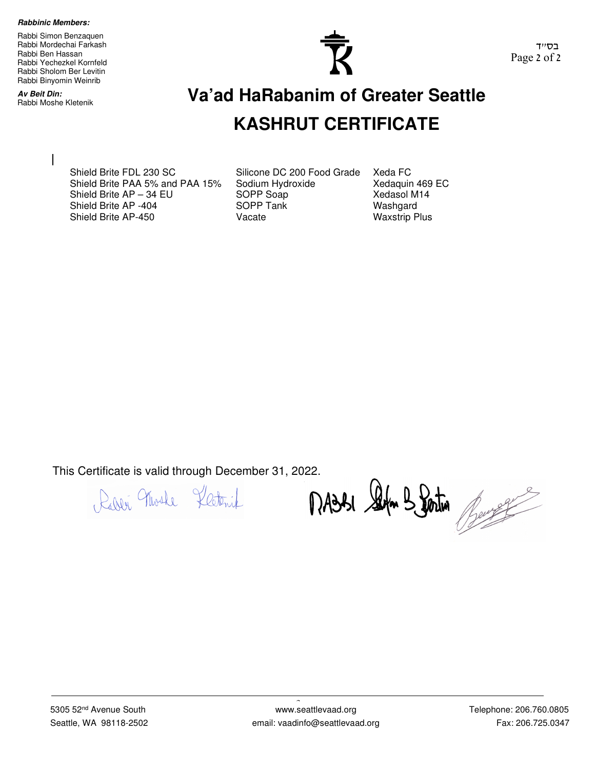**Rabbinic Members:**

Rabbi Simon Benzaquen
Rabbi Mordechai Farkash
Rabbi Ben Hassan
Rabbi Yechezkel Kornfeld
Rabbi Sholom Ber Levitin
Rabbi Binyomin Weinrib

**Av Beit Din:**
Rabbi Moshe Kletenik

בס"ד

# Va'ad HaRabanim of Greater Seattle

# KASHRUT CERTIFICATE

| | | |
|---|---|---|
| Shield Brite FDL 230 SC | Silicone DC 200 Food Grade | Xeda FC |
| Shield Brite PAA 5% and PAA 15% | Sodium Hydroxide | Xedaquin 469 EC |
| Shield Brite AP – 34 EU | SOPP Soap | Xedasol M14 |
| Shield Brite AP -404 | SOPP Tank | Washgard |
| Shield Brite AP-450 | Vacate | Waxstrip Plus |

This Certificate is valid through December 31, 2022.

Rabbi Moshe Kletenik

5305 52nd Avenue South
Seattle, WA 98118-2502

www.seattlevaad.org
email: vaadinfo@seattlevaad.org

Telephone: 206.760.0805
Fax: 206.725.0347